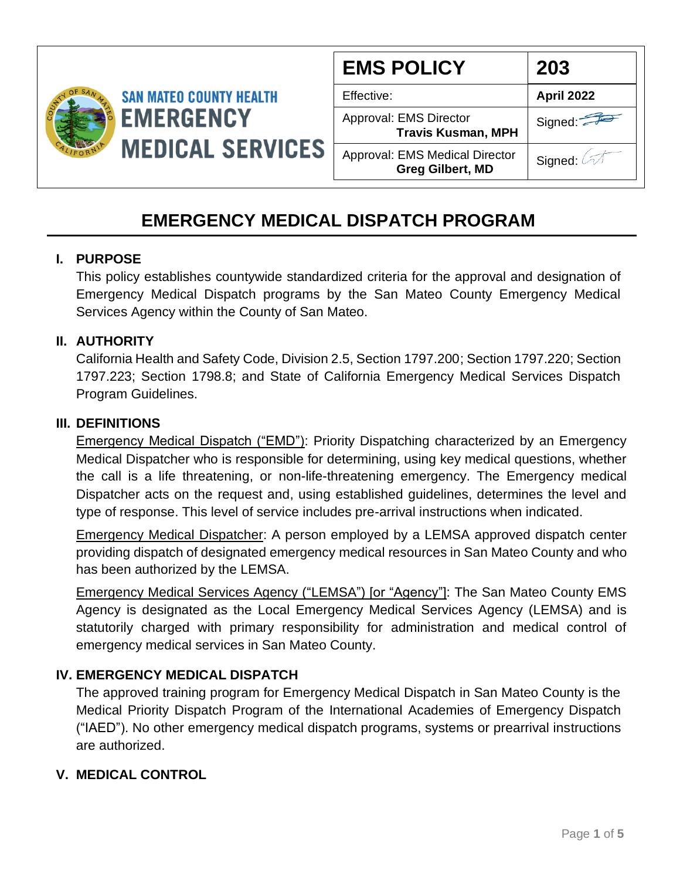SAN MATEO COUNTY HEALTH
**EMERGENCY MEDICAL SERVICES**

| EMS POLICY | 203 |
| --- | --- |
| Effective: | **April 2022** |
| Approval: EMS Director **Travis Kusman, MPH** | Signed: |
| Approval: EMS Medical Director **Greg Gilbert, MD** | Signed: |

# EMERGENCY MEDICAL DISPATCH PROGRAM

## I. PURPOSE

This policy establishes countywide standardized criteria for the approval and designation of Emergency Medical Dispatch programs by the San Mateo County Emergency Medical Services Agency within the County of San Mateo.

## II. AUTHORITY

California Health and Safety Code, Division 2.5, Section 1797.200; Section 1797.220; Section 1797.223; Section 1798.8; and State of California Emergency Medical Services Dispatch Program Guidelines.

## III. DEFINITIONS

Emergency Medical Dispatch ("EMD"): Priority Dispatching characterized by an Emergency Medical Dispatcher who is responsible for determining, using key medical questions, whether the call is a life threatening, or non-life-threatening emergency. The Emergency medical Dispatcher acts on the request and, using established guidelines, determines the level and type of response. This level of service includes pre-arrival instructions when indicated.

Emergency Medical Dispatcher: A person employed by a LEMSA approved dispatch center providing dispatch of designated emergency medical resources in San Mateo County and who has been authorized by the LEMSA.

Emergency Medical Services Agency ("LEMSA") [or "Agency"]: The San Mateo County EMS Agency is designated as the Local Emergency Medical Services Agency (LEMSA) and is statutorily charged with primary responsibility for administration and medical control of emergency medical services in San Mateo County.

## IV. EMERGENCY MEDICAL DISPATCH

The approved training program for Emergency Medical Dispatch in San Mateo County is the Medical Priority Dispatch Program of the International Academies of Emergency Dispatch ("IAED"). No other emergency medical dispatch programs, systems or prearrival instructions are authorized.

## V. MEDICAL CONTROL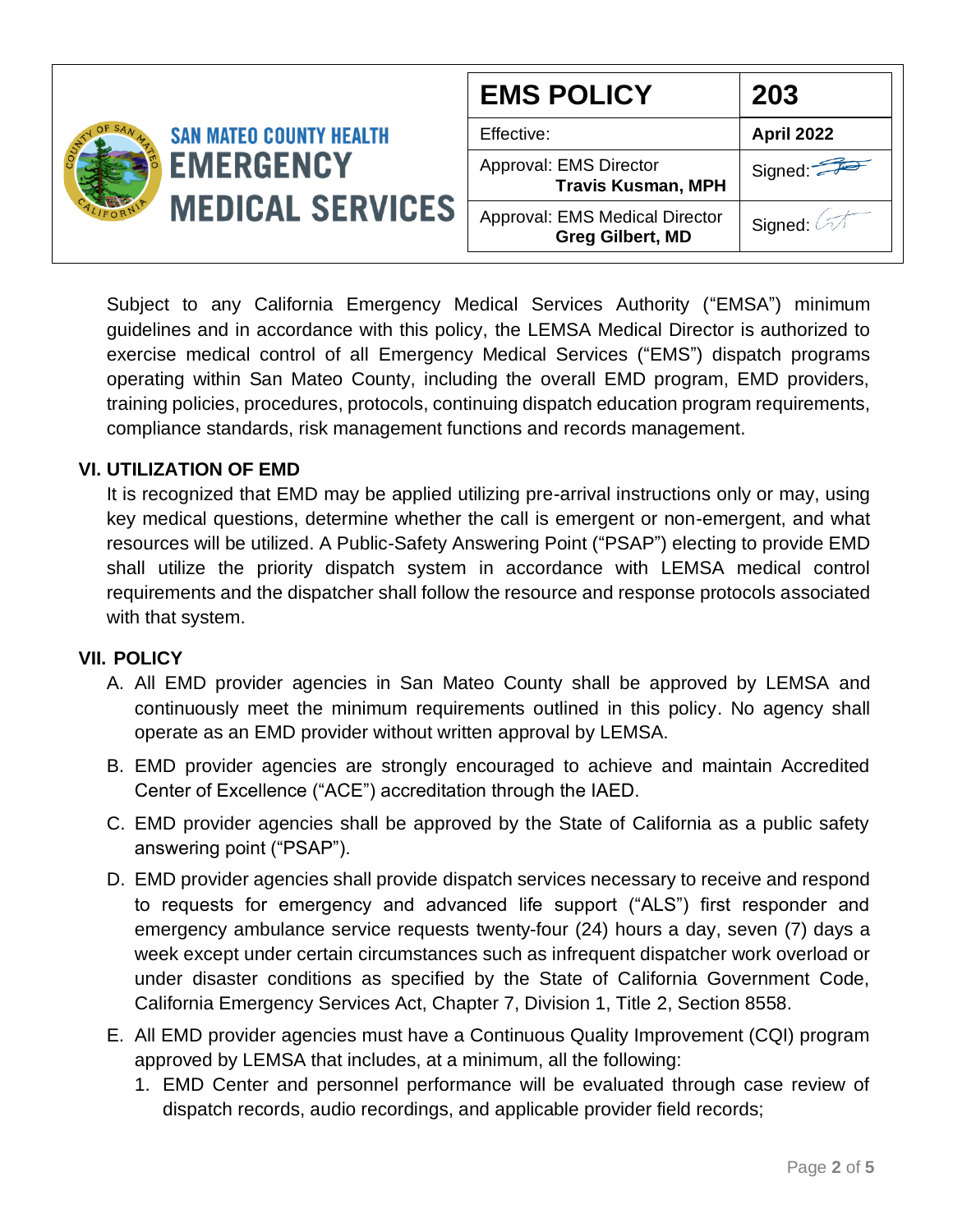Subject to any California Emergency Medical Services Authority ("EMSA") minimum guidelines and in accordance with this policy, the LEMSA Medical Director is authorized to exercise medical control of all Emergency Medical Services ("EMS") dispatch programs operating within San Mateo County, including the overall EMD program, EMD providers, training policies, procedures, protocols, continuing dispatch education program requirements, compliance standards, risk management functions and records management.

## VI. UTILIZATION OF EMD

It is recognized that EMD may be applied utilizing pre-arrival instructions only or may, using key medical questions, determine whether the call is emergent or non-emergent, and what resources will be utilized. A Public-Safety Answering Point ("PSAP") electing to provide EMD shall utilize the priority dispatch system in accordance with LEMSA medical control requirements and the dispatcher shall follow the resource and response protocols associated with that system.

## VII. POLICY

A. All EMD provider agencies in San Mateo County shall be approved by LEMSA and continuously meet the minimum requirements outlined in this policy. No agency shall operate as an EMD provider without written approval by LEMSA.

B. EMD provider agencies are strongly encouraged to achieve and maintain Accredited Center of Excellence ("ACE") accreditation through the IAED.

C. EMD provider agencies shall be approved by the State of California as a public safety answering point ("PSAP").

D. EMD provider agencies shall provide dispatch services necessary to receive and respond to requests for emergency and advanced life support ("ALS") first responder and emergency ambulance service requests twenty-four (24) hours a day, seven (7) days a week except under certain circumstances such as infrequent dispatcher work overload or under disaster conditions as specified by the State of California Government Code, California Emergency Services Act, Chapter 7, Division 1, Title 2, Section 8558.

E. All EMD provider agencies must have a Continuous Quality Improvement (CQI) program approved by LEMSA that includes, at a minimum, all the following:

1. EMD Center and personnel performance will be evaluated through case review of dispatch records, audio recordings, and applicable provider field records;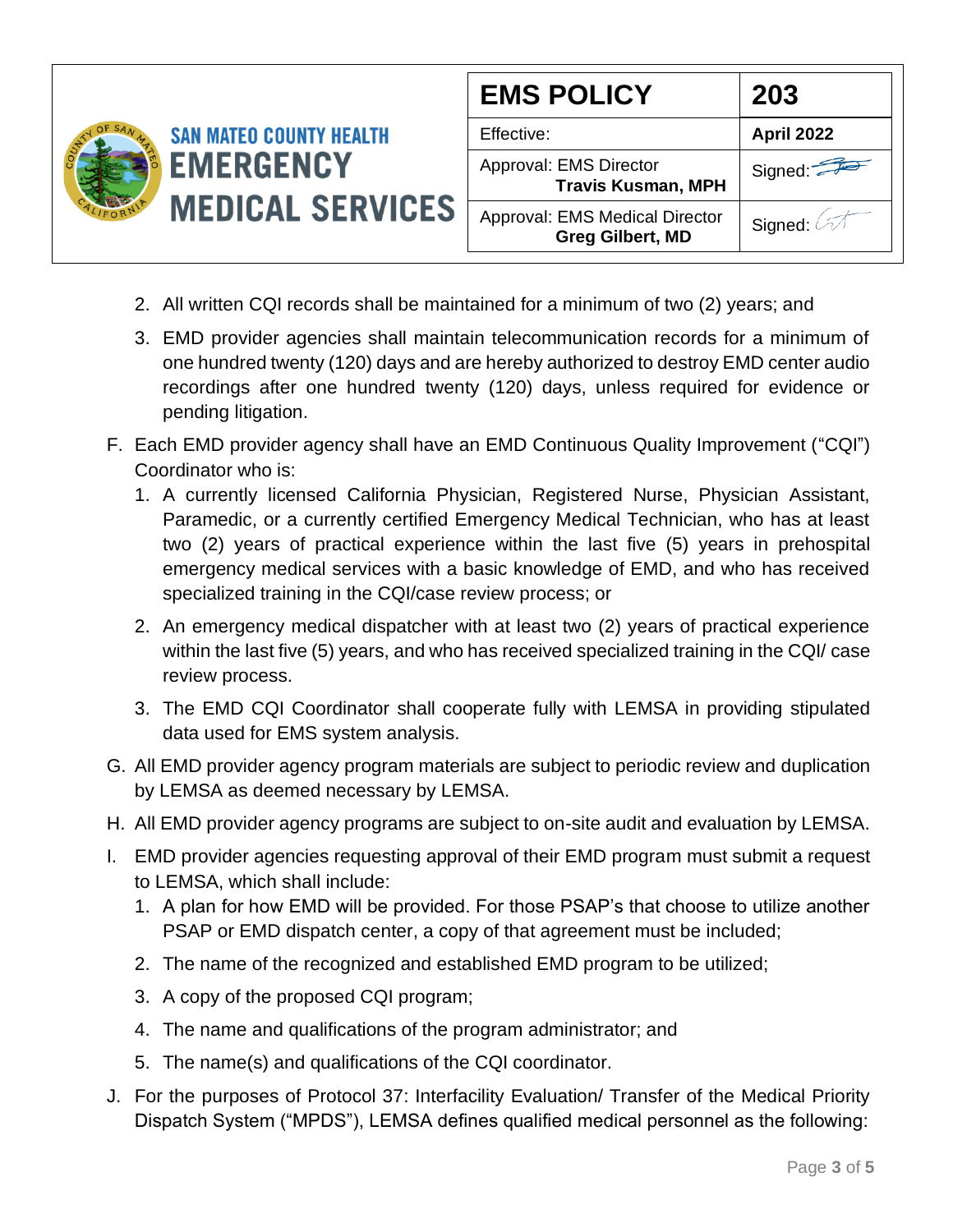2. All written CQI records shall be maintained for a minimum of two (2) years; and
3. EMD provider agencies shall maintain telecommunication records for a minimum of one hundred twenty (120) days and are hereby authorized to destroy EMD center audio recordings after one hundred twenty (120) days, unless required for evidence or pending litigation.

F. Each EMD provider agency shall have an EMD Continuous Quality Improvement ("CQI") Coordinator who is:
   1. A currently licensed California Physician, Registered Nurse, Physician Assistant, Paramedic, or a currently certified Emergency Medical Technician, who has at least two (2) years of practical experience within the last five (5) years in prehospital emergency medical services with a basic knowledge of EMD, and who has received specialized training in the CQI/case review process; or
   2. An emergency medical dispatcher with at least two (2) years of practical experience within the last five (5) years, and who has received specialized training in the CQI/ case review process.
   3. The EMD CQI Coordinator shall cooperate fully with LEMSA in providing stipulated data used for EMS system analysis.

G. All EMD provider agency program materials are subject to periodic review and duplication by LEMSA as deemed necessary by LEMSA.

H. All EMD provider agency programs are subject to on-site audit and evaluation by LEMSA.

I. EMD provider agencies requesting approval of their EMD program must submit a request to LEMSA, which shall include:
   1. A plan for how EMD will be provided. For those PSAP's that choose to utilize another PSAP or EMD dispatch center, a copy of that agreement must be included;
   2. The name of the recognized and established EMD program to be utilized;
   3. A copy of the proposed CQI program;
   4. The name and qualifications of the program administrator; and
   5. The name(s) and qualifications of the CQI coordinator.

J. For the purposes of Protocol 37: Interfacility Evaluation/ Transfer of the Medical Priority Dispatch System ("MPDS"), LEMSA defines qualified medical personnel as the following: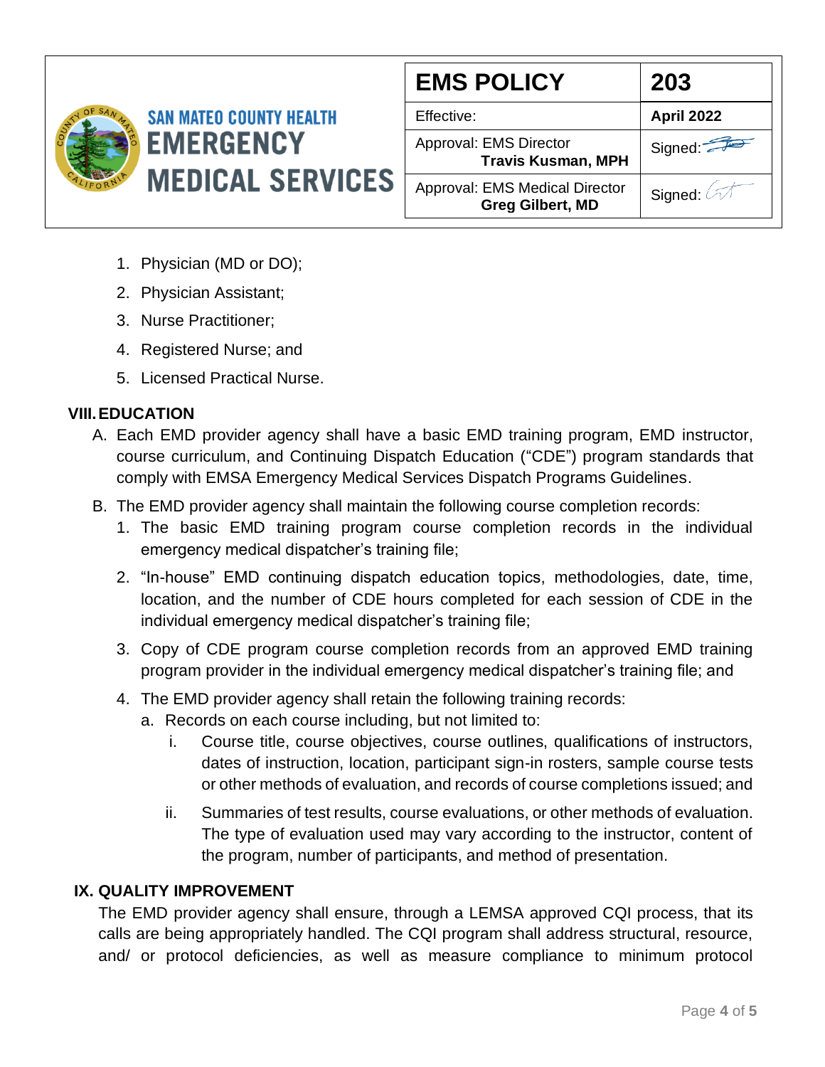1. Physician (MD or DO);
2. Physician Assistant;
3. Nurse Practitioner;
4. Registered Nurse; and
5. Licensed Practical Nurse.

## VIII. EDUCATION

A. Each EMD provider agency shall have a basic EMD training program, EMD instructor, course curriculum, and Continuing Dispatch Education ("CDE") program standards that comply with EMSA Emergency Medical Services Dispatch Programs Guidelines.

B. The EMD provider agency shall maintain the following course completion records:
   1. The basic EMD training program course completion records in the individual emergency medical dispatcher's training file;
   2. "In-house" EMD continuing dispatch education topics, methodologies, date, time, location, and the number of CDE hours completed for each session of CDE in the individual emergency medical dispatcher's training file;
   3. Copy of CDE program course completion records from an approved EMD training program provider in the individual emergency medical dispatcher's training file; and
   4. The EMD provider agency shall retain the following training records:
      a. Records on each course including, but not limited to:
         i. Course title, course objectives, course outlines, qualifications of instructors, dates of instruction, location, participant sign-in rosters, sample course tests or other methods of evaluation, and records of course completions issued; and
         ii. Summaries of test results, course evaluations, or other methods of evaluation. The type of evaluation used may vary according to the instructor, content of the program, number of participants, and method of presentation.

## IX. QUALITY IMPROVEMENT

The EMD provider agency shall ensure, through a LEMSA approved CQI process, that its calls are being appropriately handled. The CQI program shall address structural, resource, and/ or protocol deficiencies, as well as measure compliance to minimum protocol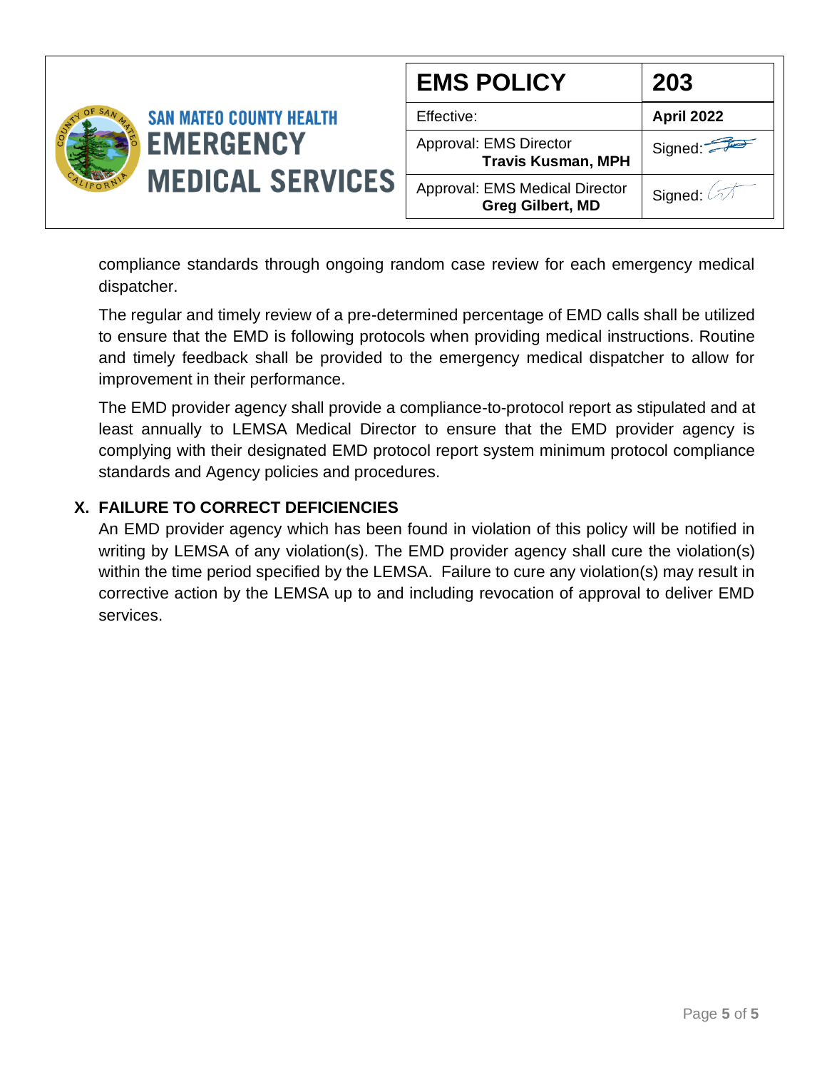compliance standards through ongoing random case review for each emergency medical dispatcher.

The regular and timely review of a pre-determined percentage of EMD calls shall be utilized to ensure that the EMD is following protocols when providing medical instructions. Routine and timely feedback shall be provided to the emergency medical dispatcher to allow for improvement in their performance.

The EMD provider agency shall provide a compliance-to-protocol report as stipulated and at least annually to LEMSA Medical Director to ensure that the EMD provider agency is complying with their designated EMD protocol report system minimum protocol compliance standards and Agency policies and procedures.

## X. FAILURE TO CORRECT DEFICIENCIES

An EMD provider agency which has been found in violation of this policy will be notified in writing by LEMSA of any violation(s). The EMD provider agency shall cure the violation(s) within the time period specified by the LEMSA. Failure to cure any violation(s) may result in corrective action by the LEMSA up to and including revocation of approval to deliver EMD services.